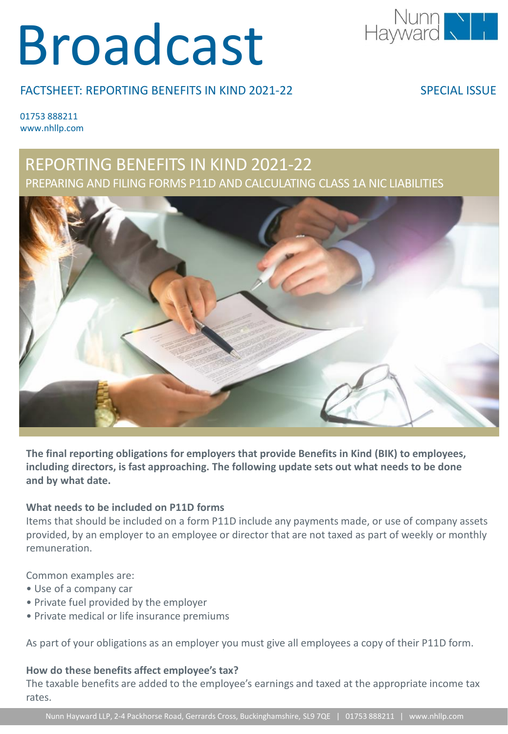# Broadcast

Nunn Hayward

FACTSHEET: REPORTING BENEFITS IN KIND 2021-22

SPECIAL ISSUE

01753 888211
www.nhllp.com

## REPORTING BENEFITS IN KIND 2021-22

### PREPARING AND FILING FORMS P11D AND CALCULATING CLASS 1A NIC LIABILITIES

**The final reporting obligations for employers that provide Benefits in Kind (BIK) to employees, including directors, is fast approaching. The following update sets out what needs to be done and by what date.**

**What needs to be included on P11D forms**

Items that should be included on a form P11D include any payments made, or use of company assets provided, by an employer to an employee or director that are not taxed as part of weekly or monthly remuneration.

Common examples are:

- Use of a company car
- Private fuel provided by the employer
- Private medical or life insurance premiums

As part of your obligations as an employer you must give all employees a copy of their P11D form.

**How do these benefits affect employee's tax?**

The taxable benefits are added to the employee's earnings and taxed at the appropriate income tax rates.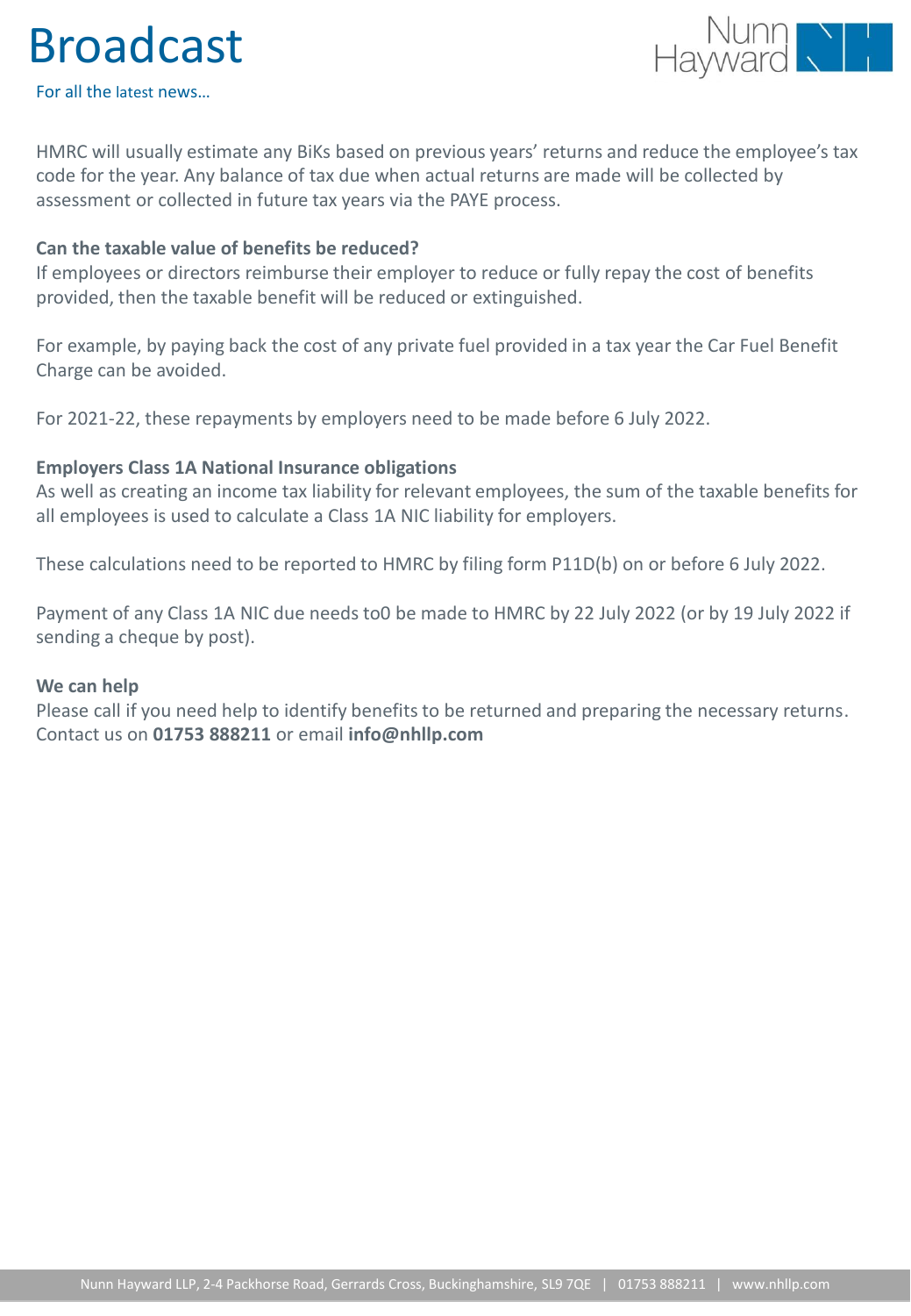HMRC will usually estimate any BiKs based on previous years' returns and reduce the employee's tax code for the year. Any balance of tax due when actual returns are made will be collected by assessment or collected in future tax years via the PAYE process.

**Can the taxable value of benefits be reduced?**

If employees or directors reimburse their employer to reduce or fully repay the cost of benefits provided, then the taxable benefit will be reduced or extinguished.

For example, by paying back the cost of any private fuel provided in a tax year the Car Fuel Benefit Charge can be avoided.

For 2021-22, these repayments by employers need to be made before 6 July 2022.

**Employers Class 1A National Insurance obligations**

As well as creating an income tax liability for relevant employees, the sum of the taxable benefits for all employees is used to calculate a Class 1A NIC liability for employers.

These calculations need to be reported to HMRC by filing form P11D(b) on or before 6 July 2022.

Payment of any Class 1A NIC due needs to0 be made to HMRC by 22 July 2022 (or by 19 July 2022 if sending a cheque by post).

**We can help**

Please call if you need help to identify benefits to be returned and preparing the necessary returns. Contact us on **01753 888211** or email **info@nhllp.com**